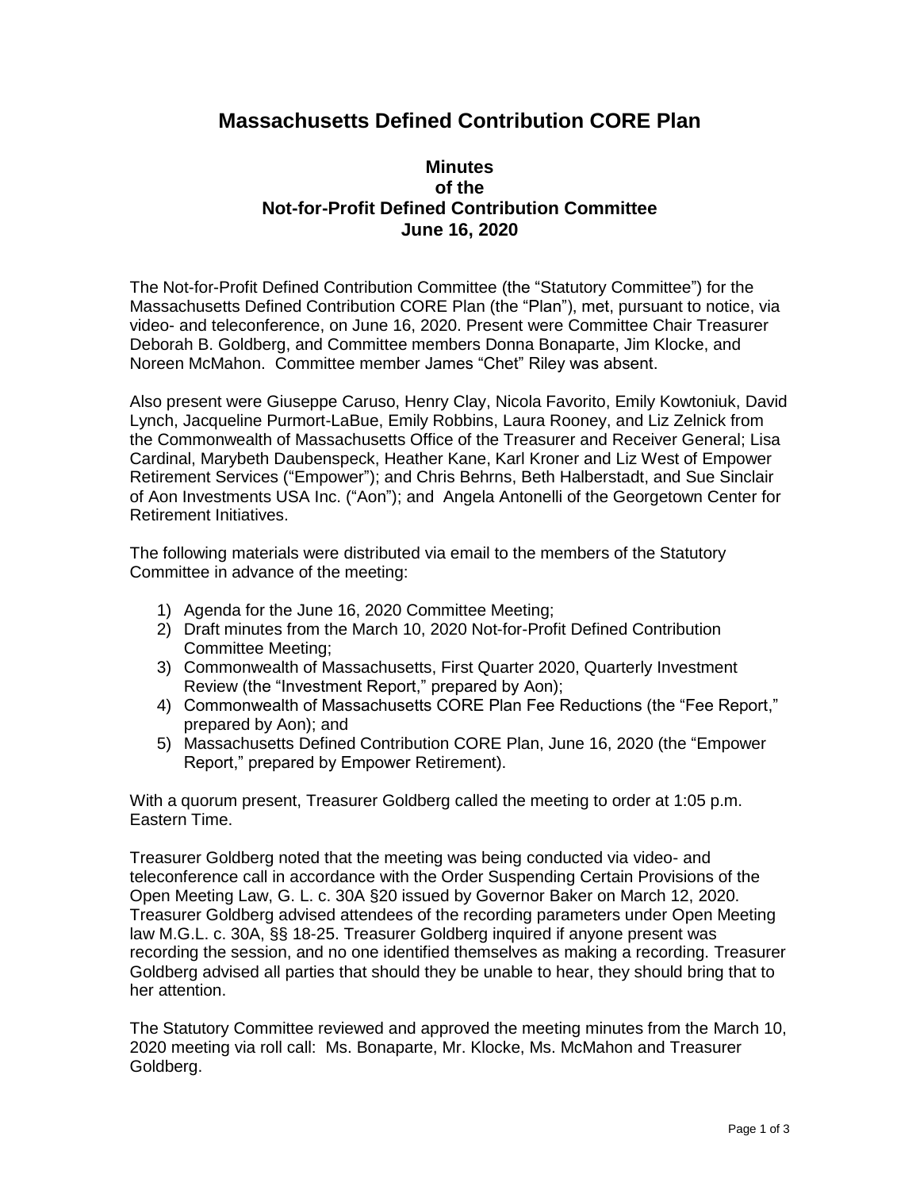# Massachusetts Defined Contribution CORE Plan

## Minutes of the Not-for-Profit Defined Contribution Committee June 16, 2020

The Not-for-Profit Defined Contribution Committee (the "Statutory Committee") for the Massachusetts Defined Contribution CORE Plan (the "Plan"), met, pursuant to notice, via video- and teleconference, on June 16, 2020. Present were Committee Chair Treasurer Deborah B. Goldberg, and Committee members Donna Bonaparte, Jim Klocke, and Noreen McMahon. Committee member James "Chet" Riley was absent.

Also present were Giuseppe Caruso, Henry Clay, Nicola Favorito, Emily Kowtoniuk, David Lynch, Jacqueline Purmort-LaBue, Emily Robbins, Laura Rooney, and Liz Zelnick from the Commonwealth of Massachusetts Office of the Treasurer and Receiver General; Lisa Cardinal, Marybeth Daubenspeck, Heather Kane, Karl Kroner and Liz West of Empower Retirement Services ("Empower"); and Chris Behrns, Beth Halberstadt, and Sue Sinclair of Aon Investments USA Inc. ("Aon"); and Angela Antonelli of the Georgetown Center for Retirement Initiatives.

The following materials were distributed via email to the members of the Statutory Committee in advance of the meeting:

1) Agenda for the June 16, 2020 Committee Meeting;
2) Draft minutes from the March 10, 2020 Not-for-Profit Defined Contribution Committee Meeting;
3) Commonwealth of Massachusetts, First Quarter 2020, Quarterly Investment Review (the "Investment Report," prepared by Aon);
4) Commonwealth of Massachusetts CORE Plan Fee Reductions (the "Fee Report," prepared by Aon); and
5) Massachusetts Defined Contribution CORE Plan, June 16, 2020 (the "Empower Report," prepared by Empower Retirement).

With a quorum present, Treasurer Goldberg called the meeting to order at 1:05 p.m. Eastern Time.

Treasurer Goldberg noted that the meeting was being conducted via video- and teleconference call in accordance with the Order Suspending Certain Provisions of the Open Meeting Law, G. L. c. 30A §20 issued by Governor Baker on March 12, 2020. Treasurer Goldberg advised attendees of the recording parameters under Open Meeting law M.G.L. c. 30A, §§ 18-25. Treasurer Goldberg inquired if anyone present was recording the session, and no one identified themselves as making a recording. Treasurer Goldberg advised all parties that should they be unable to hear, they should bring that to her attention.

The Statutory Committee reviewed and approved the meeting minutes from the March 10, 2020 meeting via roll call: Ms. Bonaparte, Mr. Klocke, Ms. McMahon and Treasurer Goldberg.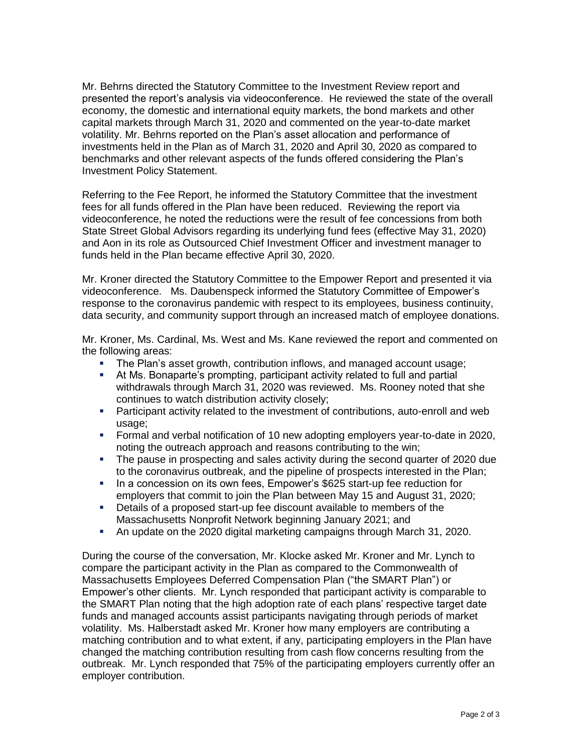Mr. Behrns directed the Statutory Committee to the Investment Review report and presented the report's analysis via videoconference. He reviewed the state of the overall economy, the domestic and international equity markets, the bond markets and other capital markets through March 31, 2020 and commented on the year-to-date market volatility. Mr. Behrns reported on the Plan's asset allocation and performance of investments held in the Plan as of March 31, 2020 and April 30, 2020 as compared to benchmarks and other relevant aspects of the funds offered considering the Plan's Investment Policy Statement.

Referring to the Fee Report, he informed the Statutory Committee that the investment fees for all funds offered in the Plan have been reduced. Reviewing the report via videoconference, he noted the reductions were the result of fee concessions from both State Street Global Advisors regarding its underlying fund fees (effective May 31, 2020) and Aon in its role as Outsourced Chief Investment Officer and investment manager to funds held in the Plan became effective April 30, 2020.

Mr. Kroner directed the Statutory Committee to the Empower Report and presented it via videoconference. Ms. Daubenspeck informed the Statutory Committee of Empower's response to the coronavirus pandemic with respect to its employees, business continuity, data security, and community support through an increased match of employee donations.

Mr. Kroner, Ms. Cardinal, Ms. West and Ms. Kane reviewed the report and commented on the following areas:

- The Plan's asset growth, contribution inflows, and managed account usage;
- At Ms. Bonaparte's prompting, participant activity related to full and partial withdrawals through March 31, 2020 was reviewed. Ms. Rooney noted that she continues to watch distribution activity closely;
- Participant activity related to the investment of contributions, auto-enroll and web usage;
- Formal and verbal notification of 10 new adopting employers year-to-date in 2020, noting the outreach approach and reasons contributing to the win;
- The pause in prospecting and sales activity during the second quarter of 2020 due to the coronavirus outbreak, and the pipeline of prospects interested in the Plan;
- In a concession on its own fees, Empower's $625 start-up fee reduction for employers that commit to join the Plan between May 15 and August 31, 2020;
- Details of a proposed start-up fee discount available to members of the Massachusetts Nonprofit Network beginning January 2021; and
- An update on the 2020 digital marketing campaigns through March 31, 2020.

During the course of the conversation, Mr. Klocke asked Mr. Kroner and Mr. Lynch to compare the participant activity in the Plan as compared to the Commonwealth of Massachusetts Employees Deferred Compensation Plan ("the SMART Plan") or Empower's other clients. Mr. Lynch responded that participant activity is comparable to the SMART Plan noting that the high adoption rate of each plans' respective target date funds and managed accounts assist participants navigating through periods of market volatility. Ms. Halberstadt asked Mr. Kroner how many employers are contributing a matching contribution and to what extent, if any, participating employers in the Plan have changed the matching contribution resulting from cash flow concerns resulting from the outbreak. Mr. Lynch responded that 75% of the participating employers currently offer an employer contribution.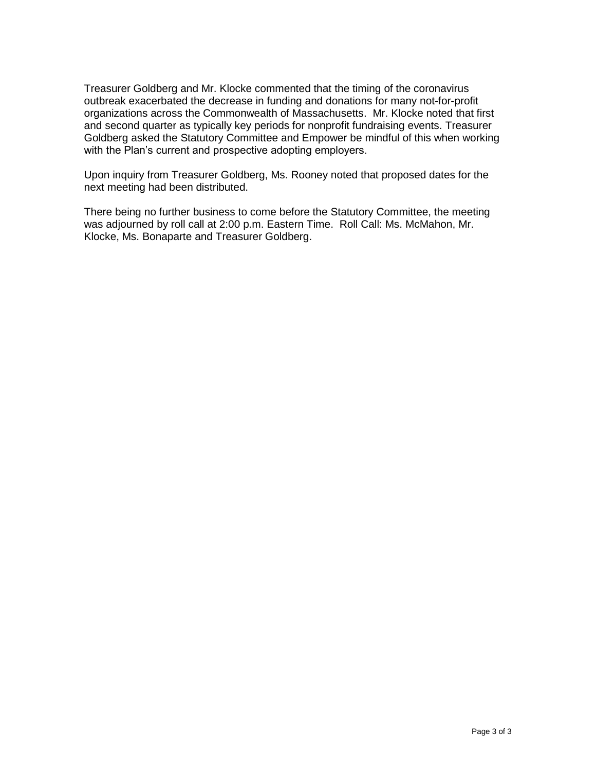Treasurer Goldberg and Mr. Klocke commented that the timing of the coronavirus outbreak exacerbated the decrease in funding and donations for many not-for-profit organizations across the Commonwealth of Massachusetts. Mr. Klocke noted that first and second quarter as typically key periods for nonprofit fundraising events. Treasurer Goldberg asked the Statutory Committee and Empower be mindful of this when working with the Plan's current and prospective adopting employers.

Upon inquiry from Treasurer Goldberg, Ms. Rooney noted that proposed dates for the next meeting had been distributed.

There being no further business to come before the Statutory Committee, the meeting was adjourned by roll call at 2:00 p.m. Eastern Time. Roll Call: Ms. McMahon, Mr. Klocke, Ms. Bonaparte and Treasurer Goldberg.